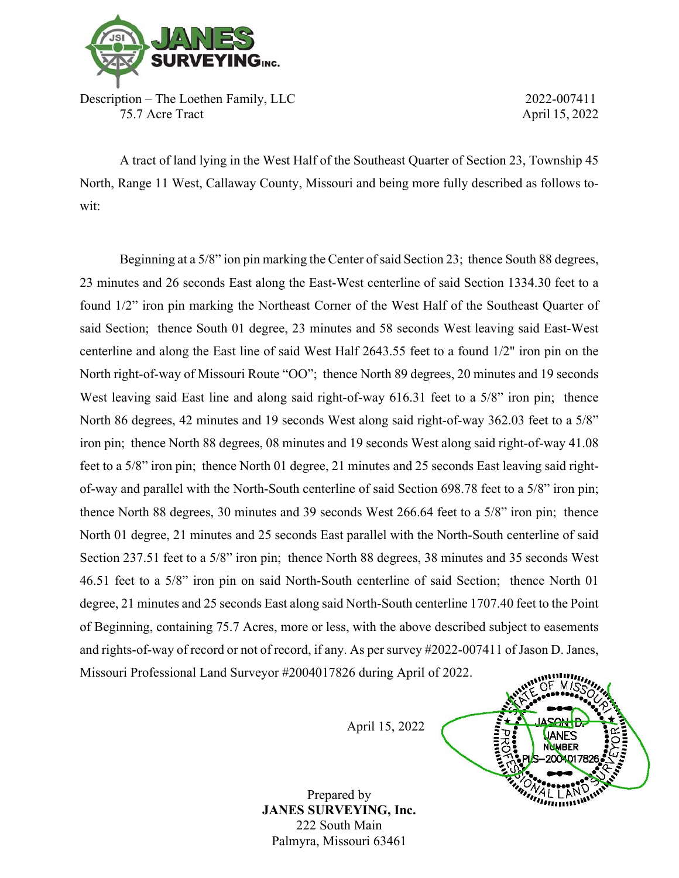**JANES SURVEYING INC.**

Description – The Loethen Family, LLC
75.7 Acre Tract

2022-007411
April 15, 2022

A tract of land lying in the West Half of the Southeast Quarter of Section 23, Township 45 North, Range 11 West, Callaway County, Missouri and being more fully described as follows to-wit:

Beginning at a 5/8" ion pin marking the Center of said Section 23; thence South 88 degrees, 23 minutes and 26 seconds East along the East-West centerline of said Section 1334.30 feet to a found 1/2" iron pin marking the Northeast Corner of the West Half of the Southeast Quarter of said Section; thence South 01 degree, 23 minutes and 58 seconds West leaving said East-West centerline and along the East line of said West Half 2643.55 feet to a found 1/2" iron pin on the North right-of-way of Missouri Route "OO"; thence North 89 degrees, 20 minutes and 19 seconds West leaving said East line and along said right-of-way 616.31 feet to a 5/8" iron pin; thence North 86 degrees, 42 minutes and 19 seconds West along said right-of-way 362.03 feet to a 5/8" iron pin; thence North 88 degrees, 08 minutes and 19 seconds West along said right-of-way 41.08 feet to a 5/8" iron pin; thence North 01 degree, 21 minutes and 25 seconds East leaving said right-of-way and parallel with the North-South centerline of said Section 698.78 feet to a 5/8" iron pin; thence North 88 degrees, 30 minutes and 39 seconds West 266.64 feet to a 5/8" iron pin; thence North 01 degree, 21 minutes and 25 seconds East parallel with the North-South centerline of said Section 237.51 feet to a 5/8" iron pin; thence North 88 degrees, 38 minutes and 35 seconds West 46.51 feet to a 5/8" iron pin on said North-South centerline of said Section; thence North 01 degree, 21 minutes and 25 seconds East along said North-South centerline 1707.40 feet to the Point of Beginning, containing 75.7 Acres, more or less, with the above described subject to easements and rights-of-way of record or not of record, if any. As per survey #2022-007411 of Jason D. Janes, Missouri Professional Land Surveyor #2004017826 during April of 2022.

April 15, 2022

STATE OF MISSOURI
JASON D. JANES
NUMBER
PLS-2004017826
PROFESSIONAL LAND SURVEYOR

Prepared by
**JANES SURVEYING, Inc.**
222 South Main
Palmyra, Missouri 63461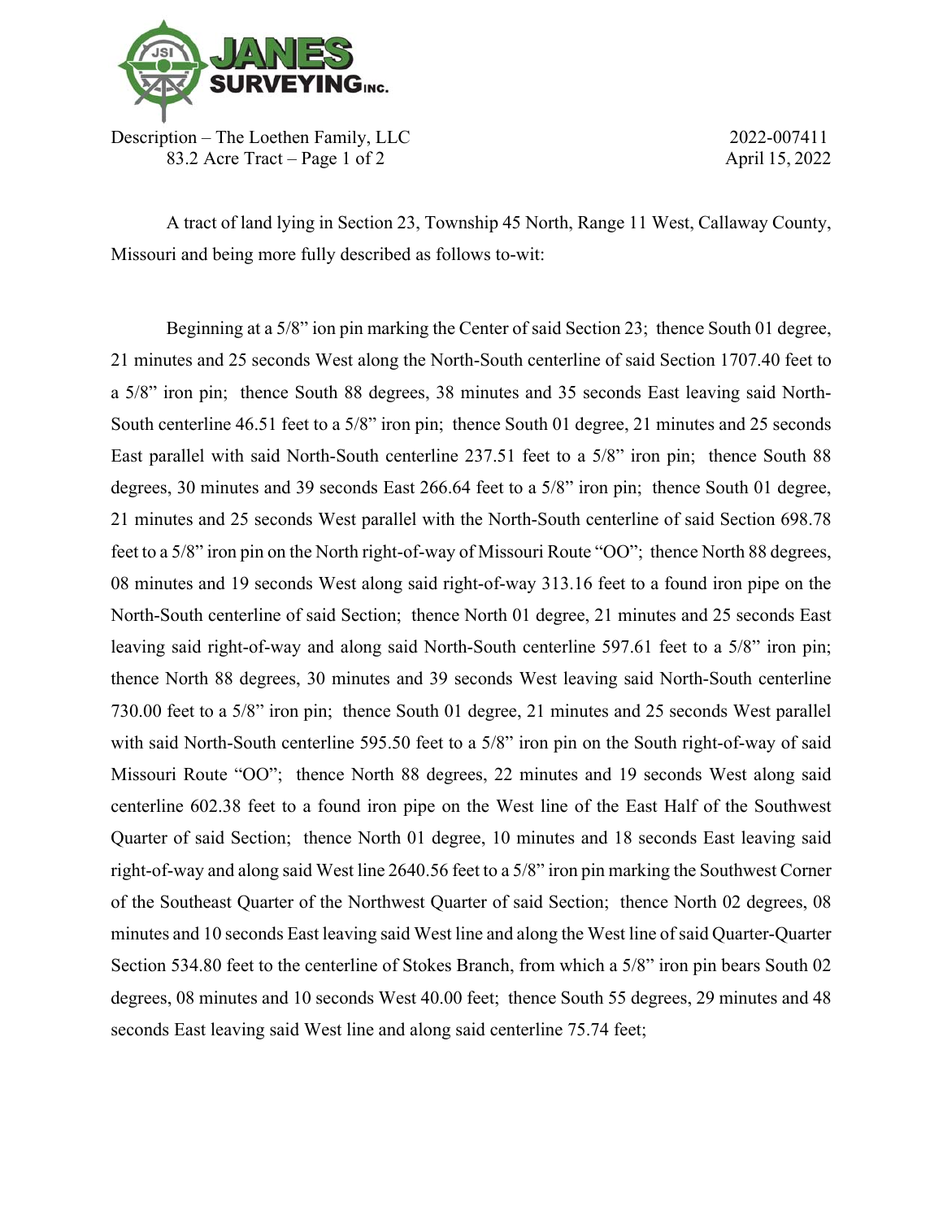Description – The Loethen Family, LLC 2022-007411
83.2 Acre Tract – Page 1 of 2 April 15, 2022

A tract of land lying in Section 23, Township 45 North, Range 11 West, Callaway County, Missouri and being more fully described as follows to-wit:

Beginning at a 5/8” ion pin marking the Center of said Section 23; thence South 01 degree, 21 minutes and 25 seconds West along the North-South centerline of said Section 1707.40 feet to a 5/8” iron pin; thence South 88 degrees, 38 minutes and 35 seconds East leaving said North-South centerline 46.51 feet to a 5/8” iron pin; thence South 01 degree, 21 minutes and 25 seconds East parallel with said North-South centerline 237.51 feet to a 5/8” iron pin; thence South 88 degrees, 30 minutes and 39 seconds East 266.64 feet to a 5/8” iron pin; thence South 01 degree, 21 minutes and 25 seconds West parallel with the North-South centerline of said Section 698.78 feet to a 5/8” iron pin on the North right-of-way of Missouri Route “OO”; thence North 88 degrees, 08 minutes and 19 seconds West along said right-of-way 313.16 feet to a found iron pipe on the North-South centerline of said Section; thence North 01 degree, 21 minutes and 25 seconds East leaving said right-of-way and along said North-South centerline 597.61 feet to a 5/8” iron pin; thence North 88 degrees, 30 minutes and 39 seconds West leaving said North-South centerline 730.00 feet to a 5/8” iron pin; thence South 01 degree, 21 minutes and 25 seconds West parallel with said North-South centerline 595.50 feet to a 5/8” iron pin on the South right-of-way of said Missouri Route “OO”; thence North 88 degrees, 22 minutes and 19 seconds West along said centerline 602.38 feet to a found iron pipe on the West line of the East Half of the Southwest Quarter of said Section; thence North 01 degree, 10 minutes and 18 seconds East leaving said right-of-way and along said West line 2640.56 feet to a 5/8” iron pin marking the Southwest Corner of the Southeast Quarter of the Northwest Quarter of said Section; thence North 02 degrees, 08 minutes and 10 seconds East leaving said West line and along the West line of said Quarter-Quarter Section 534.80 feet to the centerline of Stokes Branch, from which a 5/8” iron pin bears South 02 degrees, 08 minutes and 10 seconds West 40.00 feet; thence South 55 degrees, 29 minutes and 48 seconds East leaving said West line and along said centerline 75.74 feet;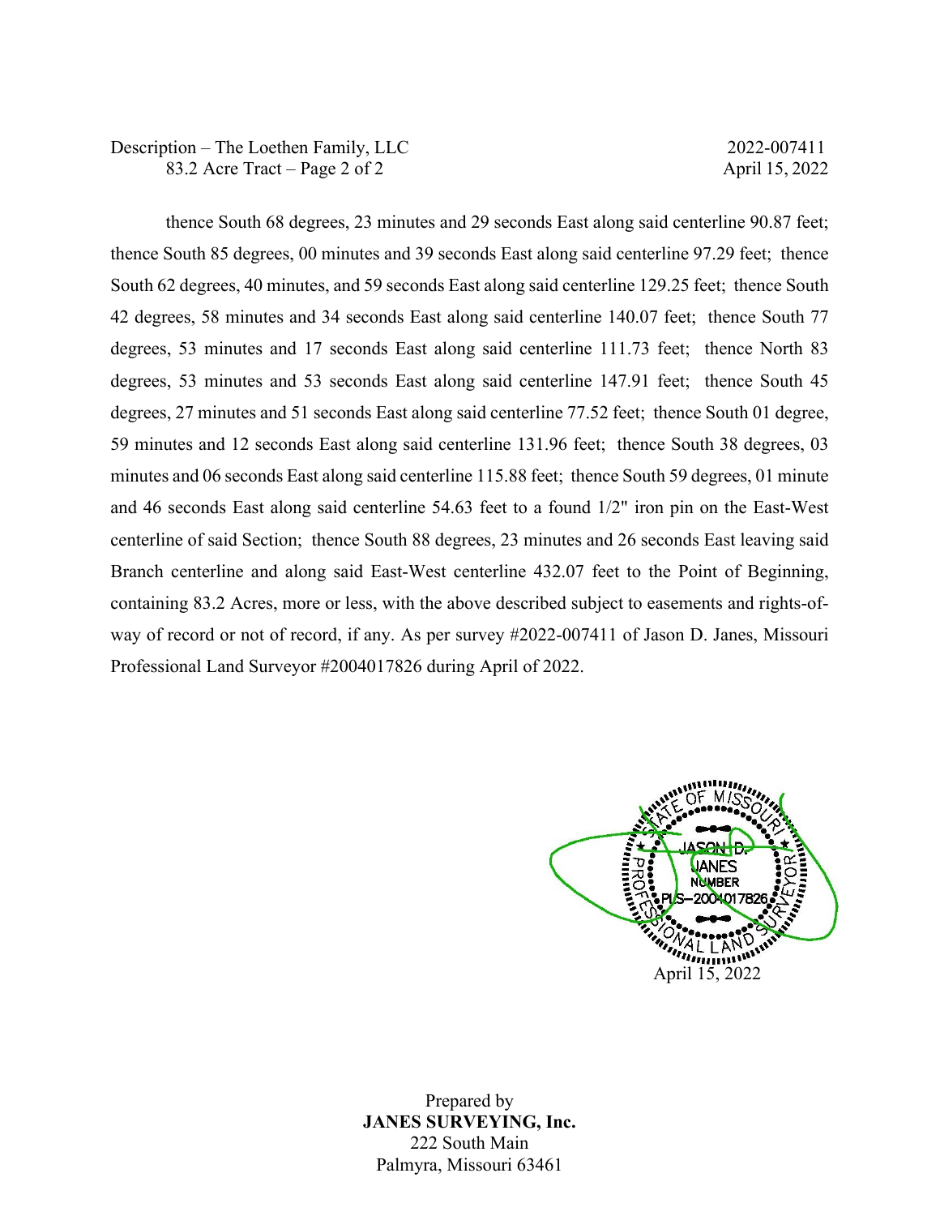thence South 68 degrees, 23 minutes and 29 seconds East along said centerline 90.87 feet; thence South 85 degrees, 00 minutes and 39 seconds East along said centerline 97.29 feet; thence South 62 degrees, 40 minutes, and 59 seconds East along said centerline 129.25 feet; thence South 42 degrees, 58 minutes and 34 seconds East along said centerline 140.07 feet; thence South 77 degrees, 53 minutes and 17 seconds East along said centerline 111.73 feet; thence North 83 degrees, 53 minutes and 53 seconds East along said centerline 147.91 feet; thence South 45 degrees, 27 minutes and 51 seconds East along said centerline 77.52 feet; thence South 01 degree, 59 minutes and 12 seconds East along said centerline 131.96 feet; thence South 38 degrees, 03 minutes and 06 seconds East along said centerline 115.88 feet; thence South 59 degrees, 01 minute and 46 seconds East along said centerline 54.63 feet to a found 1/2" iron pin on the East-West centerline of said Section; thence South 88 degrees, 23 minutes and 26 seconds East leaving said Branch centerline and along said East-West centerline 432.07 feet to the Point of Beginning, containing 83.2 Acres, more or less, with the above described subject to easements and rights-of-way of record or not of record, if any. As per survey #2022-007411 of Jason D. Janes, Missouri Professional Land Surveyor #2004017826 during April of 2022.

STATE OF MISSOURI
JASON D. JANES
NUMBER
PLS-2004017826
PROFESSIONAL LAND SURVEYOR

April 15, 2022

Prepared by
**JANES SURVEYING, Inc.**
222 South Main
Palmyra, Missouri 63461